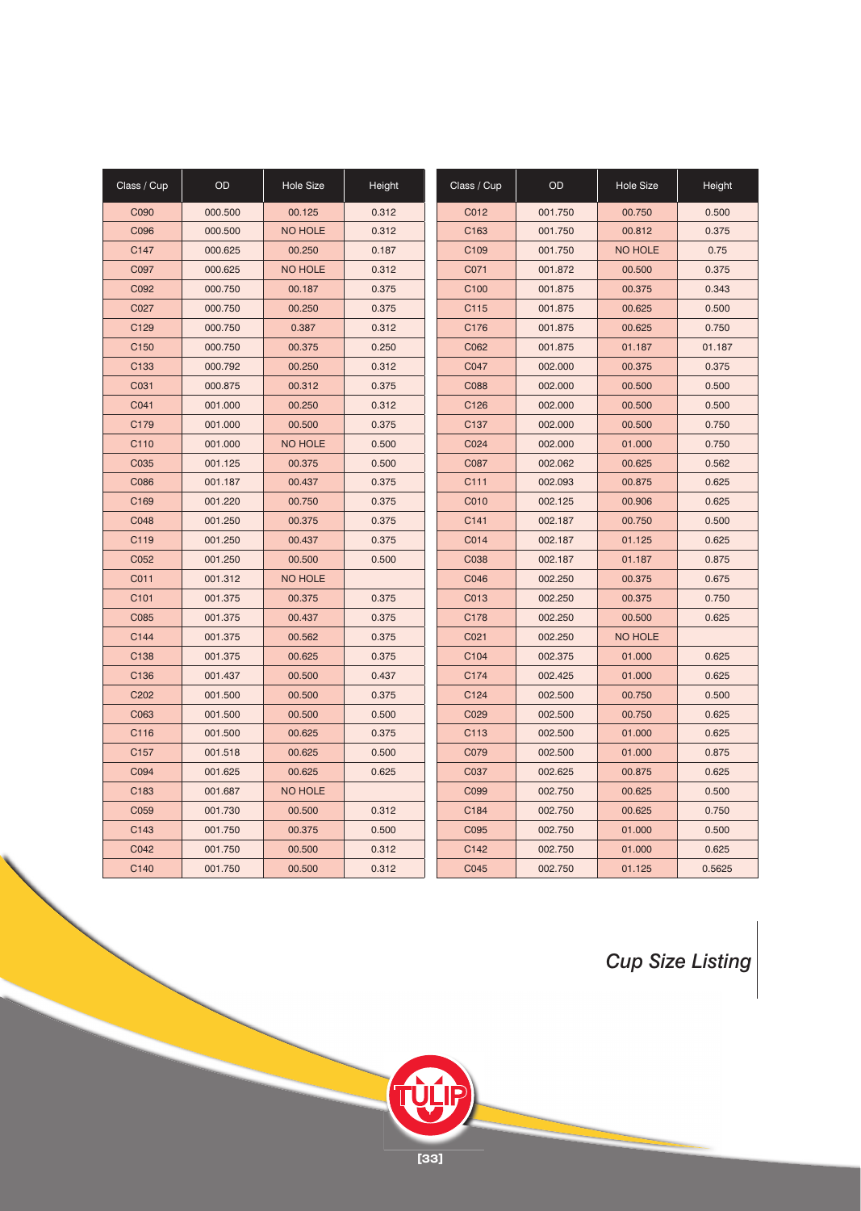| Class / Cup | OD | Hole Size | Height |
|---|---|---|---|
| C090 | 000.500 | 00.125 | 0.312 |
| C096 | 000.500 | NO HOLE | 0.312 |
| C147 | 000.625 | 00.250 | 0.187 |
| C097 | 000.625 | NO HOLE | 0.312 |
| C092 | 000.750 | 00.187 | 0.375 |
| C027 | 000.750 | 00.250 | 0.375 |
| C129 | 000.750 | 0.387 | 0.312 |
| C150 | 000.750 | 00.375 | 0.250 |
| C133 | 000.792 | 00.250 | 0.312 |
| C031 | 000.875 | 00.312 | 0.375 |
| C041 | 001.000 | 00.250 | 0.312 |
| C179 | 001.000 | 00.500 | 0.375 |
| C110 | 001.000 | NO HOLE | 0.500 |
| C035 | 001.125 | 00.375 | 0.500 |
| C086 | 001.187 | 00.437 | 0.375 |
| C169 | 001.220 | 00.750 | 0.375 |
| C048 | 001.250 | 00.375 | 0.375 |
| C119 | 001.250 | 00.437 | 0.375 |
| C052 | 001.250 | 00.500 | 0.500 |
| C011 | 001.312 | NO HOLE | |
| C101 | 001.375 | 00.375 | 0.375 |
| C085 | 001.375 | 00.437 | 0.375 |
| C144 | 001.375 | 00.562 | 0.375 |
| C138 | 001.375 | 00.625 | 0.375 |
| C136 | 001.437 | 00.500 | 0.437 |
| C202 | 001.500 | 00.500 | 0.375 |
| C063 | 001.500 | 00.500 | 0.500 |
| C116 | 001.500 | 00.625 | 0.375 |
| C157 | 001.518 | 00.625 | 0.500 |
| C094 | 001.625 | 00.625 | 0.625 |
| C183 | 001.687 | NO HOLE | |
| C059 | 001.730 | 00.500 | 0.312 |
| C143 | 001.750 | 00.375 | 0.500 |
| C042 | 001.750 | 00.500 | 0.312 |
| C140 | 001.750 | 00.500 | 0.312 |

| Class / Cup | OD | Hole Size | Height |
|---|---|---|---|
| C012 | 001.750 | 00.750 | 0.500 |
| C163 | 001.750 | 00.812 | 0.375 |
| C109 | 001.750 | NO HOLE | 0.75 |
| C071 | 001.872 | 00.500 | 0.375 |
| C100 | 001.875 | 00.375 | 0.343 |
| C115 | 001.875 | 00.625 | 0.500 |
| C176 | 001.875 | 00.625 | 0.750 |
| C062 | 001.875 | 01.187 | 01.187 |
| C047 | 002.000 | 00.375 | 0.375 |
| C088 | 002.000 | 00.500 | 0.500 |
| C126 | 002.000 | 00.500 | 0.500 |
| C137 | 002.000 | 00.500 | 0.750 |
| C024 | 002.000 | 01.000 | 0.750 |
| C087 | 002.062 | 00.625 | 0.562 |
| C111 | 002.093 | 00.875 | 0.625 |
| C010 | 002.125 | 00.906 | 0.625 |
| C141 | 002.187 | 00.750 | 0.500 |
| C014 | 002.187 | 01.125 | 0.625 |
| C038 | 002.187 | 01.187 | 0.875 |
| C046 | 002.250 | 00.375 | 0.675 |
| C013 | 002.250 | 00.375 | 0.750 |
| C178 | 002.250 | 00.500 | 0.625 |
| C021 | 002.250 | NO HOLE | |
| C104 | 002.375 | 01.000 | 0.625 |
| C174 | 002.425 | 01.000 | 0.625 |
| C124 | 002.500 | 00.750 | 0.500 |
| C029 | 002.500 | 00.750 | 0.625 |
| C113 | 002.500 | 01.000 | 0.625 |
| C079 | 002.500 | 01.000 | 0.875 |
| C037 | 002.625 | 00.875 | 0.625 |
| C099 | 002.750 | 00.625 | 0.500 |
| C184 | 002.750 | 00.625 | 0.750 |
| C095 | 002.750 | 01.000 | 0.500 |
| C142 | 002.750 | 01.000 | 0.625 |
| C045 | 002.750 | 01.125 | 0.5625 |

*Cup Size Listing*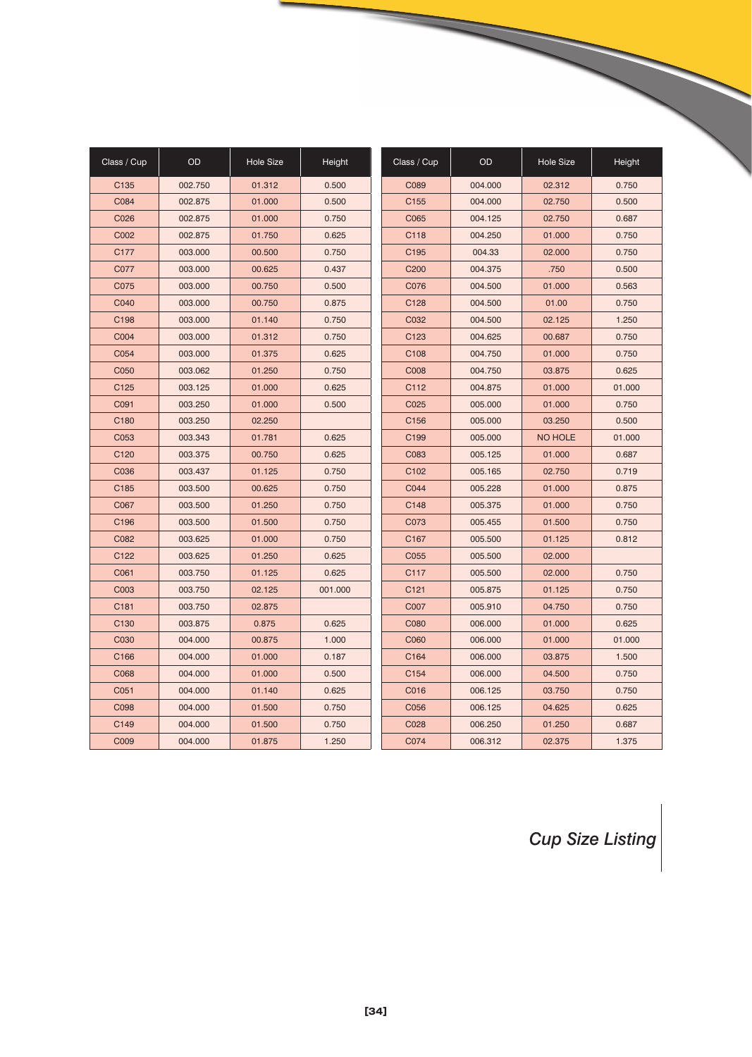| Class / Cup | OD | Hole Size | Height |
|---|---|---|---|
| C135 | 002.750 | 01.312 | 0.500 |
| C084 | 002.875 | 01.000 | 0.500 |
| C026 | 002.875 | 01.000 | 0.750 |
| C002 | 002.875 | 01.750 | 0.625 |
| C177 | 003.000 | 00.500 | 0.750 |
| C077 | 003.000 | 00.625 | 0.437 |
| C075 | 003.000 | 00.750 | 0.500 |
| C040 | 003.000 | 00.750 | 0.875 |
| C198 | 003.000 | 01.140 | 0.750 |
| C004 | 003.000 | 01.312 | 0.750 |
| C054 | 003.000 | 01.375 | 0.625 |
| C050 | 003.062 | 01.250 | 0.750 |
| C125 | 003.125 | 01.000 | 0.625 |
| C091 | 003.250 | 01.000 | 0.500 |
| C180 | 003.250 | 02.250 | |
| C053 | 003.343 | 01.781 | 0.625 |
| C120 | 003.375 | 00.750 | 0.625 |
| C036 | 003.437 | 01.125 | 0.750 |
| C185 | 003.500 | 00.625 | 0.750 |
| C067 | 003.500 | 01.250 | 0.750 |
| C196 | 003.500 | 01.500 | 0.750 |
| C082 | 003.625 | 01.000 | 0.750 |
| C122 | 003.625 | 01.250 | 0.625 |
| C061 | 003.750 | 01.125 | 0.625 |
| C003 | 003.750 | 02.125 | 001.000 |
| C181 | 003.750 | 02.875 | |
| C130 | 003.875 | 0.875 | 0.625 |
| C030 | 004.000 | 00.875 | 1.000 |
| C166 | 004.000 | 01.000 | 0.187 |
| C068 | 004.000 | 01.000 | 0.500 |
| C051 | 004.000 | 01.140 | 0.625 |
| C098 | 004.000 | 01.500 | 0.750 |
| C149 | 004.000 | 01.500 | 0.750 |
| C009 | 004.000 | 01.875 | 1.250 |

| Class / Cup | OD | Hole Size | Height |
|---|---|---|---|
| C089 | 004.000 | 02.312 | 0.750 |
| C155 | 004.000 | 02.750 | 0.500 |
| C065 | 004.125 | 02.750 | 0.687 |
| C118 | 004.250 | 01.000 | 0.750 |
| C195 | 004.33 | 02.000 | 0.750 |
| C200 | 004.375 | .750 | 0.500 |
| C076 | 004.500 | 01.000 | 0.563 |
| C128 | 004.500 | 01.00 | 0.750 |
| C032 | 004.500 | 02.125 | 1.250 |
| C123 | 004.625 | 00.687 | 0.750 |
| C108 | 004.750 | 01.000 | 0.750 |
| C008 | 004.750 | 03.875 | 0.625 |
| C112 | 004.875 | 01.000 | 01.000 |
| C025 | 005.000 | 01.000 | 0.750 |
| C156 | 005.000 | 03.250 | 0.500 |
| C199 | 005.000 | NO HOLE | 01.000 |
| C083 | 005.125 | 01.000 | 0.687 |
| C102 | 005.165 | 02.750 | 0.719 |
| C044 | 005.228 | 01.000 | 0.875 |
| C148 | 005.375 | 01.000 | 0.750 |
| C073 | 005.455 | 01.500 | 0.750 |
| C167 | 005.500 | 01.125 | 0.812 |
| C055 | 005.500 | 02.000 | |
| C117 | 005.500 | 02.000 | 0.750 |
| C121 | 005.875 | 01.125 | 0.750 |
| C007 | 005.910 | 04.750 | 0.750 |
| C080 | 006.000 | 01.000 | 0.625 |
| C060 | 006.000 | 01.000 | 01.000 |
| C164 | 006.000 | 03.875 | 1.500 |
| C154 | 006.000 | 04.500 | 0.750 |
| C016 | 006.125 | 03.750 | 0.750 |
| C056 | 006.125 | 04.625 | 0.625 |
| C028 | 006.250 | 01.250 | 0.687 |
| C074 | 006.312 | 02.375 | 1.375 |

*Cup Size Listing*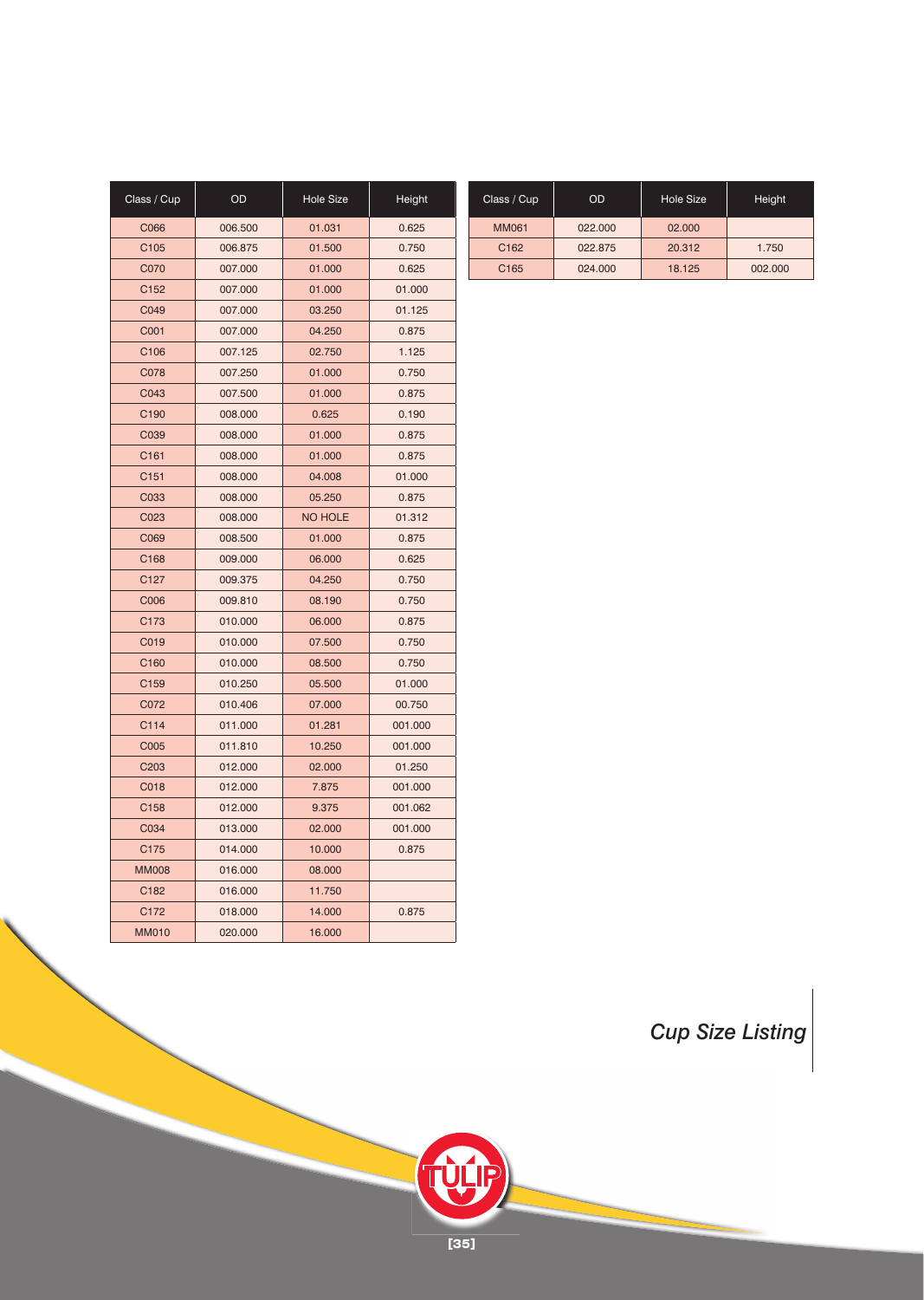| Class / Cup | OD | Hole Size | Height |
|---|---|---|---|
| C066 | 006.500 | 01.031 | 0.625 |
| C105 | 006.875 | 01.500 | 0.750 |
| C070 | 007.000 | 01.000 | 0.625 |
| C152 | 007.000 | 01.000 | 01.000 |
| C049 | 007.000 | 03.250 | 01.125 |
| C001 | 007.000 | 04.250 | 0.875 |
| C106 | 007.125 | 02.750 | 1.125 |
| C078 | 007.250 | 01.000 | 0.750 |
| C043 | 007.500 | 01.000 | 0.875 |
| C190 | 008.000 | 0.625 | 0.190 |
| C039 | 008.000 | 01.000 | 0.875 |
| C161 | 008.000 | 01.000 | 0.875 |
| C151 | 008.000 | 04.008 | 01.000 |
| C033 | 008.000 | 05.250 | 0.875 |
| C023 | 008.000 | NO HOLE | 01.312 |
| C069 | 008.500 | 01.000 | 0.875 |
| C168 | 009.000 | 06.000 | 0.625 |
| C127 | 009.375 | 04.250 | 0.750 |
| C006 | 009.810 | 08.190 | 0.750 |
| C173 | 010.000 | 06.000 | 0.875 |
| C019 | 010.000 | 07.500 | 0.750 |
| C160 | 010.000 | 08.500 | 0.750 |
| C159 | 010.250 | 05.500 | 01.000 |
| C072 | 010.406 | 07.000 | 00.750 |
| C114 | 011.000 | 01.281 | 001.000 |
| C005 | 011.810 | 10.250 | 001.000 |
| C203 | 012.000 | 02.000 | 01.250 |
| C018 | 012.000 | 7.875 | 001.000 |
| C158 | 012.000 | 9.375 | 001.062 |
| C034 | 013.000 | 02.000 | 001.000 |
| C175 | 014.000 | 10.000 | 0.875 |
| MM008 | 016.000 | 08.000 | |
| C182 | 016.000 | 11.750 | |
| C172 | 018.000 | 14.000 | 0.875 |
| MM010 | 020.000 | 16.000 | |

| Class / Cup | OD | Hole Size | Height |
|---|---|---|---|
| MM061 | 022.000 | 02.000 | |
| C162 | 022.875 | 20.312 | 1.750 |
| C165 | 024.000 | 18.125 | 002.000 |

*Cup Size Listing*